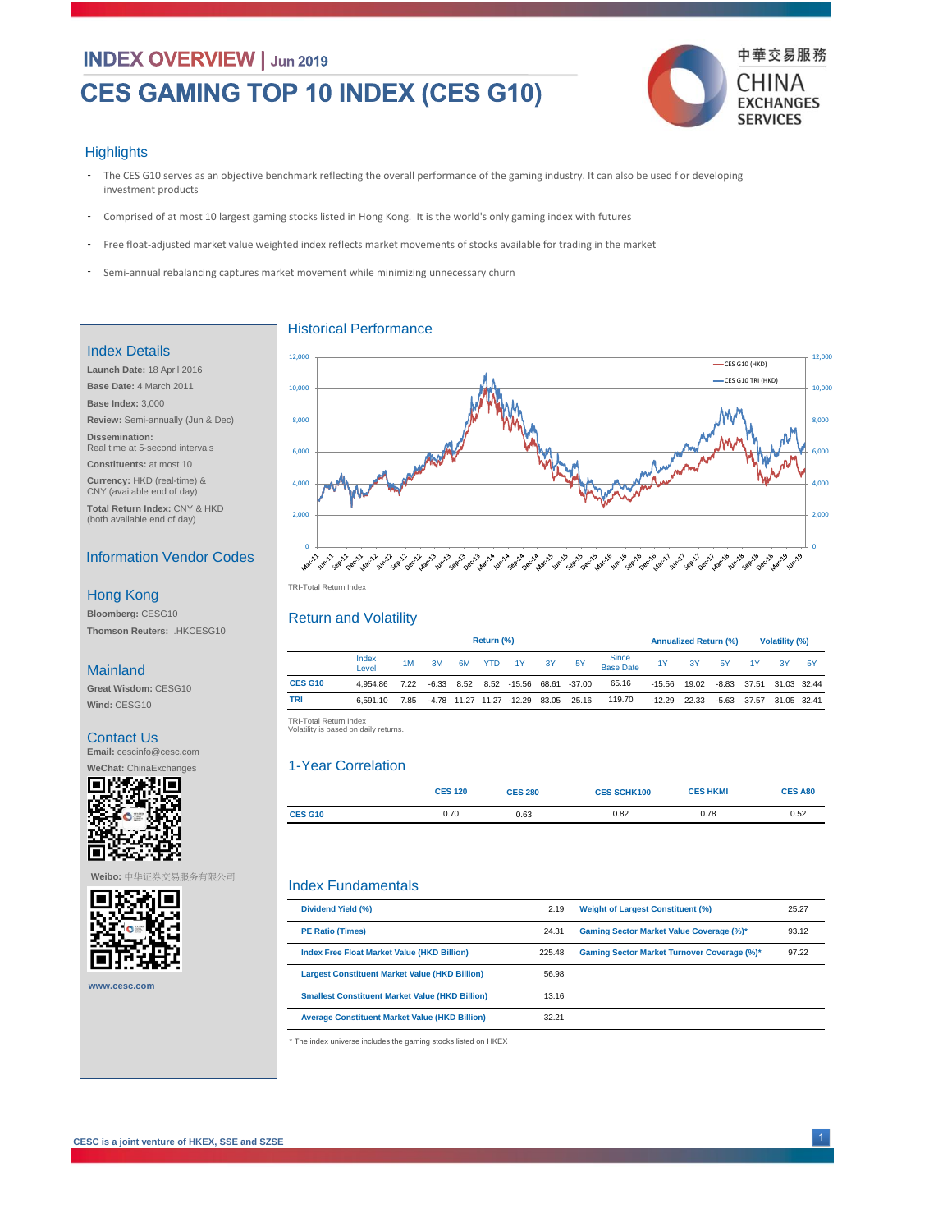# INDEX OVERVIEW | Jun 2019

# CES GAMING TOP 10 INDEX (CES G10)

中華交易服務
CHINA EXCHANGES SERVICES

## Highlights

- The CES G10 serves as an objective benchmark reflecting the overall performance of the gaming industry. It can also be used f or developing investment products
- Comprised of at most 10 largest gaming stocks listed in Hong Kong. It is the world's only gaming index with futures
- Free float-adjusted market value weighted index reflects market movements of stocks available for trading in the market
- Semi-annual rebalancing captures market movement while minimizing unnecessary churn

## Index Details

**Launch Date:** 18 April 2016
**Base Date:** 4 March 2011
**Base Index:** 3,000
**Review:** Semi-annually (Jun & Dec)
**Dissemination:**
Real time at 5-second intervals
**Constituents:** at most 10
**Currency:** HKD (real-time) & CNY (available end of day)
**Total Return Index:** CNY & HKD (both available end of day)

## Information Vendor Codes

### Hong Kong

**Bloomberg:** CESG10
**Thomson Reuters:** .HKCESG10

### Mainland

**Great Wisdom:** CESG10
**Wind:** CESG10

### Contact Us

**Email:** cescinfo@cesc.com
**WeChat:** ChinaExchanges

**Weibo:** 中华证券交易服务有限公司

www.cesc.com

## Historical Performance

12,000
10,000
8,000
6,000
4,000
2,000
0

CES G10 (HKD)
CES G10 TRI (HKD)

Mar-11 Jun-11 Sep-11 Dec-11 Mar-12 Jun-12 Sep-12 Dec-12 Mar-13 Jun-13 Sep-13 Dec-13 Mar-14 Jun-14 Sep-14 Dec-14 Mar-15 Jun-15 Sep-15 Dec-15 Mar-16 Jun-16 Sep-16 Dec-16 Mar-17 Jun-17 Sep-17 Dec-17 Mar-18 Jun-18 Sep-18 Dec-18 Mar-19 Jun-19

TRI-Total Return Index

## Return and Volatility

| | Return (%) | | | | | | | | | Annualized Return (%) | | | Volatility (%) | | |
|---|---|---|---|---|---|---|---|---|---|---|---|---|---|---|---|
| | Index Level | 1M | 3M | 6M | YTD | 1Y | 3Y | 5Y | Since Base Date | 1Y | 3Y | 5Y | 1Y | 3Y | 5Y |
| CES G10 | 4,954.86 | 7.22 | -6.33 | 8.52 | 8.52 | -15.56 | 68.61 | -37.00 | 65.16 | -15.56 | 19.02 | -8.83 | 37.51 | 31.03 | 32.44 |
| TRI | 6,591.10 | 7.85 | -4.78 | 11.27 | 11.27 | -12.29 | 83.05 | -25.16 | 119.70 | -12.29 | 22.33 | -5.63 | 37.57 | 31.05 | 32.41 |

TRI-Total Return Index
Volatility is based on daily returns.

## 1-Year Correlation

| | CES 120 | CES 280 | CES SCHK100 | CES HKMI | CES A80 |
|---|---|---|---|---|---|
| CES G10 | 0.70 | 0.63 | 0.82 | 0.78 | 0.52 |

## Index Fundamentals

| | | | |
|---|---|---|---|
| Dividend Yield (%) | 2.19 | Weight of Largest Constituent (%) | 25.27 |
| PE Ratio (Times) | 24.31 | Gaming Sector Market Value Coverage (%)* | 93.12 |
| Index Free Float Market Value (HKD Billion) | 225.48 | Gaming Sector Market Turnover Coverage (%)* | 97.22 |
| Largest Constituent Market Value (HKD Billion) | 56.98 | | |
| Smallest Constituent Market Value (HKD Billion) | 13.16 | | |
| Average Constituent Market Value (HKD Billion) | 32.21 | | |

* The index universe includes the gaming stocks listed on HKEX

CESC is a joint venture of HKEX, SSE and SZSE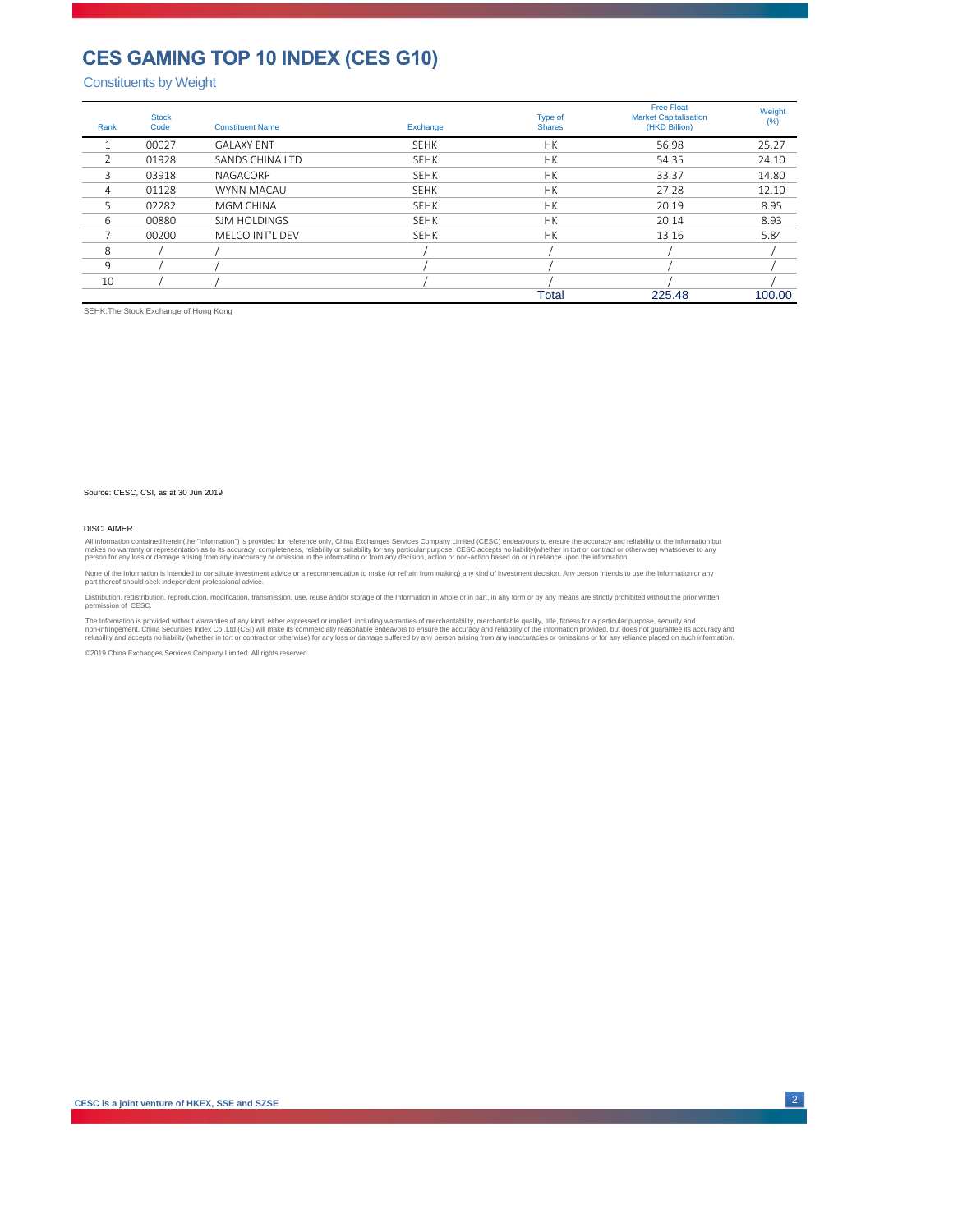# CES GAMING TOP 10 INDEX (CES G10)

## Constituents by Weight

| Rank | Stock Code | Constituent Name | Exchange | Type of Shares | Free Float Market Capitalisation (HKD Billion) | Weight (%) |
|---|---|---|---|---|---|---|
| 1 | 00027 | GALAXY ENT | SEHK | HK | 56.98 | 25.27 |
| 2 | 01928 | SANDS CHINA LTD | SEHK | HK | 54.35 | 24.10 |
| 3 | 03918 | NAGACORP | SEHK | HK | 33.37 | 14.80 |
| 4 | 01128 | WYNN MACAU | SEHK | HK | 27.28 | 12.10 |
| 5 | 02282 | MGM CHINA | SEHK | HK | 20.19 | 8.95 |
| 6 | 00880 | SJM HOLDINGS | SEHK | HK | 20.14 | 8.93 |
| 7 | 00200 | MELCO INT'L DEV | SEHK | HK | 13.16 | 5.84 |
| 8 | / | / | / | / | / | / |
| 9 | / | / | / | / | / | / |
| 10 | / | / | / | / | / | / |
| | | | | Total | 225.48 | 100.00 |

SEHK:The Stock Exchange of Hong Kong

Source: CESC, CSI, as at 30 Jun 2019

DISCLAIMER

All information contained herein(the "Information") is provided for reference only, China Exchanges Services Company Limited (CESC) endeavours to ensure the accuracy and reliability of the information but makes no warranty or representation as to its accuracy, completeness, reliability or suitability for any particular purpose. CESC accepts no liability(whether in tort or contract or otherwise) whatsoever to any person for any loss or damage arising from any inaccuracy or omission in the information or from any decision, action or non-action based on or in reliance upon the information.

None of the Information is intended to constitute investment advice or a recommendation to make (or refrain from making) any kind of investment decision. Any person intends to use the Information or any part thereof should seek independent professional advice.

Distribution, redistribution, reproduction, modification, transmission, use, reuse and/or storage of the Information in whole or in part, in any form or by any means are strictly prohibited without the prior written permission of CESC.

The Information is provided without warranties of any kind, either expressed or implied, including warranties of merchantability, merchantable quality, title, fitness for a particular purpose, security and non-infringement. China Securities Index Co.,Ltd.(CSI) will make its commercially reasonable endeavors to ensure the accuracy and reliability of the information provided, but does not guarantee its accuracy and reliability and accepts no liability (whether in tort or contract or otherwise) for any loss or damage suffered by any person arising from any inaccuracies or omissions or for any reliance placed on such information.

©2019 China Exchanges Services Company Limited. All rights reserved.

**CESC is a joint venture of HKEX, SSE and SZSE**